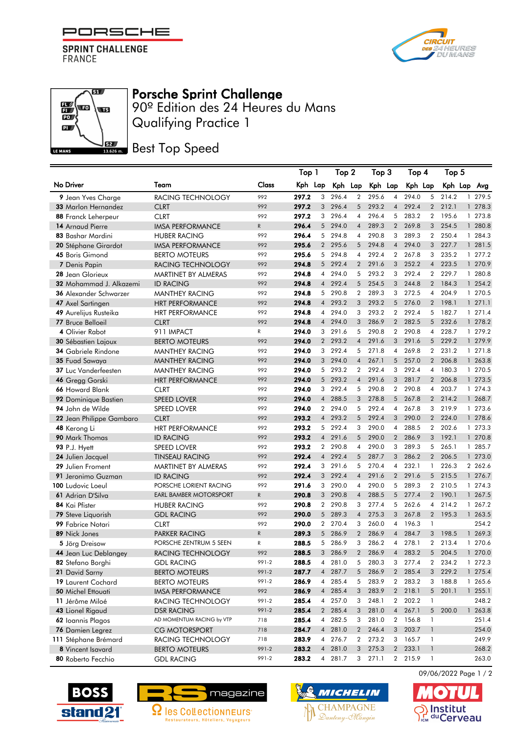PORSCHE

SPRINT CHALLENGE
FRANCE

# Porsche Sprint Challenge

## 90º Edition des 24 Heures du Mans

## Qualifying Practice 1

## Best Top Speed

| No | Driver | Team | Class | Top 1 Kph | Lap | Top 2 Kph | Lap | Top 3 Kph | Lap | Top 4 Kph | Lap | Top 5 Kph | Lap | Avg |
|---|---|---|---|---|---|---|---|---|---|---|---|---|---|---|
| 9 | Jean Yves Charge | RACING TECHNOLOGY | 992 | **297.2** | 3 | 296.4 | 2 | 295.6 | 4 | 294.0 | 5 | 214.2 | 1 | 279.5 |
| 33 | Marlon Hernandez | CLRT | 992 | **297.2** | 3 | 296.4 | 5 | 293.2 | 4 | 292.4 | 2 | 212.1 | 1 | 278.3 |
| 88 | Franck Leherpeur | CLRT | 992 | **297.2** | 3 | 296.4 | 4 | 296.4 | 5 | 283.2 | 2 | 195.6 | 1 | 273.8 |
| 14 | Arnaud Pierre | IMSA PERFORMANCE | R | **296.4** | 5 | 294.0 | 4 | 289.3 | 2 | 269.8 | 3 | 254.5 | 1 | 280.8 |
| 83 | Bashar Mardini | HUBER RACING | 992 | **296.4** | 5 | 294.8 | 4 | 290.8 | 3 | 289.3 | 2 | 250.4 | 1 | 284.3 |
| 20 | Stéphane Girardot | IMSA PERFORMANCE | 992 | **295.6** | 2 | 295.6 | 5 | 294.8 | 4 | 294.0 | 3 | 227.7 | 1 | 281.5 |
| 45 | Boris Gimond | BERTO MOTEURS | 992 | **295.6** | 5 | 294.8 | 4 | 292.4 | 2 | 267.8 | 3 | 235.2 | 1 | 277.2 |
| 7 | Denis Papin | RACING TECHNOLOGY | 992 | **294.8** | 5 | 292.4 | 2 | 291.6 | 3 | 252.2 | 4 | 223.5 | 1 | 270.9 |
| 28 | Jean Glorieux | MARTINET BY ALMERAS | 992 | **294.8** | 4 | 294.0 | 5 | 293.2 | 3 | 292.4 | 2 | 229.7 | 1 | 280.8 |
| 32 | Mohammad J. Alkazemi | ID RACING | 992 | **294.8** | 4 | 292.4 | 5 | 254.5 | 3 | 244.8 | 2 | 184.3 | 1 | 254.2 |
| 36 | Alexander Schwarzer | MANTHEY RACING | 992 | **294.8** | 5 | 290.8 | 2 | 289.3 | 3 | 272.5 | 4 | 204.9 | 1 | 270.5 |
| 47 | Axel Sartingen | HRT PERFORMANCE | 992 | **294.8** | 4 | 293.2 | 3 | 293.2 | 5 | 276.0 | 2 | 198.1 | 1 | 271.1 |
| 49 | Aurelijus Rusteika | HRT PERFORMANCE | 992 | **294.8** | 4 | 294.0 | 3 | 293.2 | 2 | 292.4 | 5 | 182.7 | 1 | 271.4 |
| 77 | Bruce Belloeil | CLRT | 992 | **294.8** | 4 | 294.0 | 3 | 286.9 | 2 | 282.5 | 5 | 232.6 | 1 | 278.2 |
| 4 | Olivier Rabot | 911 IMPACT | R | **294.0** | 3 | 291.6 | 5 | 290.8 | 2 | 290.8 | 4 | 228.7 | 1 | 279.2 |
| 30 | Sébastien Lajoux | BERTO MOTEURS | 992 | **294.0** | 2 | 293.2 | 4 | 291.6 | 3 | 291.6 | 5 | 229.2 | 1 | 279.9 |
| 34 | Gabriele Rindone | MANTHEY RACING | 992 | **294.0** | 3 | 292.4 | 5 | 271.8 | 4 | 269.8 | 2 | 231.2 | 1 | 271.8 |
| 35 | Fuad Sawaya | MANTHEY RACING | 992 | **294.0** | 3 | 294.0 | 4 | 267.1 | 5 | 257.0 | 2 | 206.8 | 1 | 263.8 |
| 37 | Luc Vanderfeesten | MANTHEY RACING | 992 | **294.0** | 5 | 293.2 | 2 | 292.4 | 3 | 292.4 | 4 | 180.3 | 1 | 270.5 |
| 46 | Gregg Gorski | HRT PERFORMANCE | 992 | **294.0** | 5 | 293.2 | 4 | 291.6 | 3 | 281.7 | 2 | 206.8 | 1 | 273.5 |
| 66 | Howard Blank | CLRT | 992 | **294.0** | 3 | 292.4 | 5 | 290.8 | 2 | 290.8 | 4 | 203.7 | 1 | 274.3 |
| 92 | Dominique Bastien | SPEED LOVER | 992 | **294.0** | 4 | 288.5 | 3 | 278.8 | 5 | 267.8 | 2 | 214.2 | 1 | 268.7 |
| 94 | John de Wilde | SPEED LOVER | 992 | **294.0** | 2 | 294.0 | 5 | 292.4 | 4 | 267.8 | 3 | 219.9 | 1 | 273.6 |
| 22 | Jean Philippe Gambaro | CLRT | 992 | **293.2** | 4 | 293.2 | 5 | 292.4 | 3 | 290.0 | 2 | 224.0 | 1 | 278.6 |
| 48 | Kerong Li | HRT PERFORMANCE | 992 | **293.2** | 5 | 292.4 | 3 | 290.0 | 4 | 288.5 | 2 | 202.6 | 1 | 273.3 |
| 90 | Mark Thomas | ID RACING | 992 | **293.2** | 4 | 291.6 | 5 | 290.0 | 2 | 286.9 | 3 | 192.1 | 1 | 270.8 |
| 93 | P.J. Hyett | SPEED LOVER | 992 | **293.2** | 2 | 290.8 | 4 | 290.0 | 3 | 289.3 | 5 | 265.1 | 1 | 285.7 |
| 24 | Julien Jacquel | TINSEAU RACING | 992 | **292.4** | 4 | 292.4 | 5 | 287.7 | 3 | 286.2 | 2 | 206.5 | 1 | 273.0 |
| 29 | Julien Froment | MARTINET BY ALMERAS | 992 | **292.4** | 3 | 291.6 | 5 | 270.4 | 4 | 232.1 | 1 | 226.3 | 2 | 262.6 |
| 91 | Jeronimo Guzman | ID RACING | 992 | **292.4** | 3 | 292.4 | 4 | 291.6 | 2 | 291.6 | 5 | 215.5 | 1 | 276.7 |
| 100 | Ludovic Loeul | PORSCHE LORIENT RACING | 992 | **291.6** | 3 | 290.0 | 4 | 290.0 | 5 | 289.3 | 2 | 210.5 | 1 | 274.3 |
| 61 | Adrian D'Silva | EARL BAMBER MOTORSPORT | R | **290.8** | 3 | 290.8 | 4 | 288.5 | 5 | 277.4 | 2 | 190.1 | 1 | 267.5 |
| 84 | Kai Pfister | HUBER RACING | 992 | **290.8** | 2 | 290.8 | 3 | 277.4 | 5 | 262.6 | 4 | 214.2 | 1 | 267.2 |
| 79 | Steve Liquorish | GDL RACING | 992 | **290.0** | 5 | 289.3 | 4 | 275.3 | 3 | 267.8 | 2 | 195.3 | 1 | 263.5 |
| 99 | Fabrice Notari | CLRT | 992 | **290.0** | 2 | 270.4 | 3 | 260.0 | 4 | 196.3 | 1 | | | 254.2 |
| 89 | Nick Jones | PARKER RACING | R | **289.3** | 5 | 286.9 | 2 | 286.9 | 4 | 284.7 | 3 | 198.5 | 1 | 269.3 |
| 5 | Jörg Dreisow | PORSCHE ZENTRUM 5 SEEN | R | **288.5** | 5 | 286.9 | 3 | 286.2 | 4 | 278.1 | 2 | 213.4 | 1 | 270.6 |
| 44 | Jean Luc Deblangey | RACING TECHNOLOGY | 992 | **288.5** | 3 | 286.9 | 2 | 286.9 | 4 | 283.2 | 5 | 204.5 | 1 | 270.0 |
| 82 | Stefano Borghi | GDL RACING | 991-2 | **288.5** | 4 | 281.0 | 5 | 280.3 | 3 | 277.4 | 2 | 234.2 | 1 | 272.3 |
| 21 | David Sarny | BERTO MOTEURS | 991-2 | **287.7** | 4 | 287.7 | 5 | 286.9 | 2 | 285.4 | 3 | 229.2 | 1 | 275.4 |
| 19 | Laurent Cochard | BERTO MOTEURS | 991-2 | **286.9** | 4 | 285.4 | 5 | 283.9 | 2 | 283.2 | 3 | 188.8 | 1 | 265.6 |
| 50 | Michel Ettouati | IMSA PERFORMANCE | 992 | **286.9** | 4 | 285.4 | 3 | 283.9 | 2 | 218.1 | 5 | 201.1 | 1 | 255.1 |
| 11 | Jérôme Miloé | RACING TECHNOLOGY | 991-2 | **285.4** | 4 | 257.0 | 3 | 248.1 | 2 | 202.2 | 1 | | | 248.2 |
| 43 | Lionel Rigaud | DSR RACING | 991-2 | **285.4** | 2 | 285.4 | 3 | 281.0 | 4 | 267.1 | 5 | 200.0 | 1 | 263.8 |
| 62 | Ioannis Plagos | AD MOMENTUM RACING by VTP | 718 | **285.4** | 4 | 282.5 | 3 | 281.0 | 2 | 156.8 | 1 | | | 251.4 |
| 76 | Damien Legrez | CG MOTORSPORT | 718 | **284.7** | 4 | 281.0 | 2 | 246.4 | 3 | 203.7 | 1 | | | 254.0 |
| 111 | Stéphane Brémard | RACING TECHNOLOGY | 718 | **283.9** | 4 | 276.7 | 2 | 273.2 | 3 | 165.7 | 1 | | | 249.9 |
| 8 | Vincent Isavard | BERTO MOTEURS | 991-2 | **283.2** | 4 | 281.0 | 3 | 275.3 | 2 | 233.1 | 1 | | | 268.2 |
| 80 | Roberto Fecchio | GDL RACING | 991-2 | **283.2** | 4 | 281.7 | 3 | 271.1 | 2 | 215.9 | 1 | | | 263.0 |

09/06/2022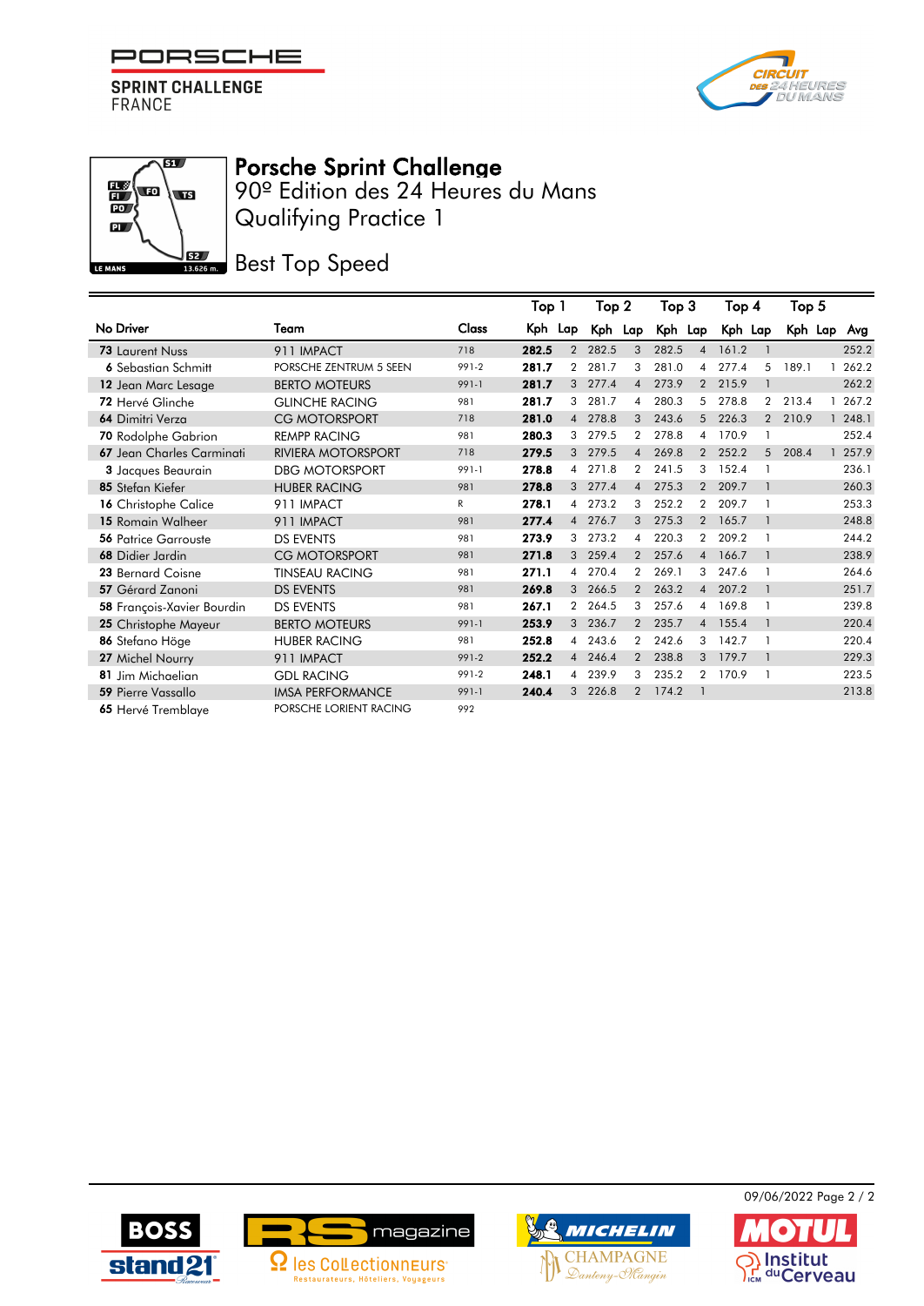PORSCHE
SPRINT CHALLENGE
FRANCE

# Porsche Sprint Challenge

## 90º Edition des 24 Heures du Mans

## Qualifying Practice 1

## Best Top Speed

LE MANS 13.626 m.

| No | Driver | Team | Class | Top 1 Kph | Top 1 Lap | Top 2 Kph | Top 2 Lap | Top 3 Kph | Top 3 Lap | Top 4 Kph | Top 4 Lap | Top 5 Kph | Top 5 Lap | Avg |
|---|---|---|---|---|---|---|---|---|---|---|---|---|---|---|
| 73 | Laurent Nuss | 911 IMPACT | 718 | **282.5** | 2 | 282.5 | 3 | 282.5 | 4 | 161.2 | 1 | | | 252.2 |
| 6 | Sebastian Schmitt | PORSCHE ZENTRUM 5 SEEN | 991-2 | **281.7** | 2 | 281.7 | 3 | 281.0 | 4 | 277.4 | 5 | 189.1 | 1 | 262.2 |
| 12 | Jean Marc Lesage | BERTO MOTEURS | 991-1 | **281.7** | 3 | 277.4 | 4 | 273.9 | 2 | 215.9 | 1 | | | 262.2 |
| 72 | Hervé Glinche | GLINCHE RACING | 981 | **281.7** | 3 | 281.7 | 4 | 280.3 | 5 | 278.8 | 2 | 213.4 | 1 | 267.2 |
| 64 | Dimitri Verza | CG MOTORSPORT | 718 | **281.0** | 4 | 278.8 | 3 | 243.6 | 5 | 226.3 | 2 | 210.9 | 1 | 248.1 |
| 70 | Rodolphe Gabrion | REMPP RACING | 981 | **280.3** | 3 | 279.5 | 2 | 278.8 | 4 | 170.9 | 1 | | | 252.4 |
| 67 | Jean Charles Carminati | RIVIERA MOTORSPORT | 718 | **279.5** | 3 | 279.5 | 4 | 269.8 | 2 | 252.2 | 5 | 208.4 | 1 | 257.9 |
| 3 | Jacques Beaurain | DBG MOTORSPORT | 991-1 | **278.8** | 4 | 271.8 | 2 | 241.5 | 3 | 152.4 | 1 | | | 236.1 |
| 85 | Stefan Kiefer | HUBER RACING | 981 | **278.8** | 3 | 277.4 | 4 | 275.3 | 2 | 209.7 | 1 | | | 260.3 |
| 16 | Christophe Calice | 911 IMPACT | R | **278.1** | 4 | 273.2 | 3 | 252.2 | 2 | 209.7 | 1 | | | 253.3 |
| 15 | Romain Walheer | 911 IMPACT | 981 | **277.4** | 4 | 276.7 | 3 | 275.3 | 2 | 165.7 | 1 | | | 248.8 |
| 56 | Patrice Garrouste | DS EVENTS | 981 | **273.9** | 3 | 273.2 | 4 | 220.3 | 2 | 209.2 | 1 | | | 244.2 |
| 68 | Didier Jardin | CG MOTORSPORT | 981 | **271.8** | 3 | 259.4 | 2 | 257.6 | 4 | 166.7 | 1 | | | 238.9 |
| 23 | Bernard Coisne | TINSEAU RACING | 981 | **271.1** | 4 | 270.4 | 2 | 269.1 | 3 | 247.6 | 1 | | | 264.6 |
| 57 | Gérard Zanoni | DS EVENTS | 981 | **269.8** | 3 | 266.5 | 2 | 263.2 | 4 | 207.2 | 1 | | | 251.7 |
| 58 | François-Xavier Bourdin | DS EVENTS | 981 | **267.1** | 2 | 264.5 | 3 | 257.6 | 4 | 169.8 | 1 | | | 239.8 |
| 25 | Christophe Mayeur | BERTO MOTEURS | 991-1 | **253.9** | 3 | 236.7 | 2 | 235.7 | 4 | 155.4 | 1 | | | 220.4 |
| 86 | Stefano Höge | HUBER RACING | 981 | **252.8** | 4 | 243.6 | 2 | 242.6 | 3 | 142.7 | 1 | | | 220.4 |
| 27 | Michel Nourry | 911 IMPACT | 991-2 | **252.2** | 4 | 246.4 | 2 | 238.8 | 3 | 179.7 | 1 | | | 229.3 |
| 81 | Jim Michaelian | GDL RACING | 991-2 | **248.1** | 4 | 239.9 | 3 | 235.2 | 2 | 170.9 | 1 | | | 223.5 |
| 59 | Pierre Vassallo | IMSA PERFORMANCE | 991-1 | **240.4** | 3 | 226.8 | 2 | 174.2 | 1 | | | | | 213.8 |
| 65 | Hervé Tremblaye | PORSCHE LORIENT RACING | 992 | | | | | | | | | | | |

09/06/2022